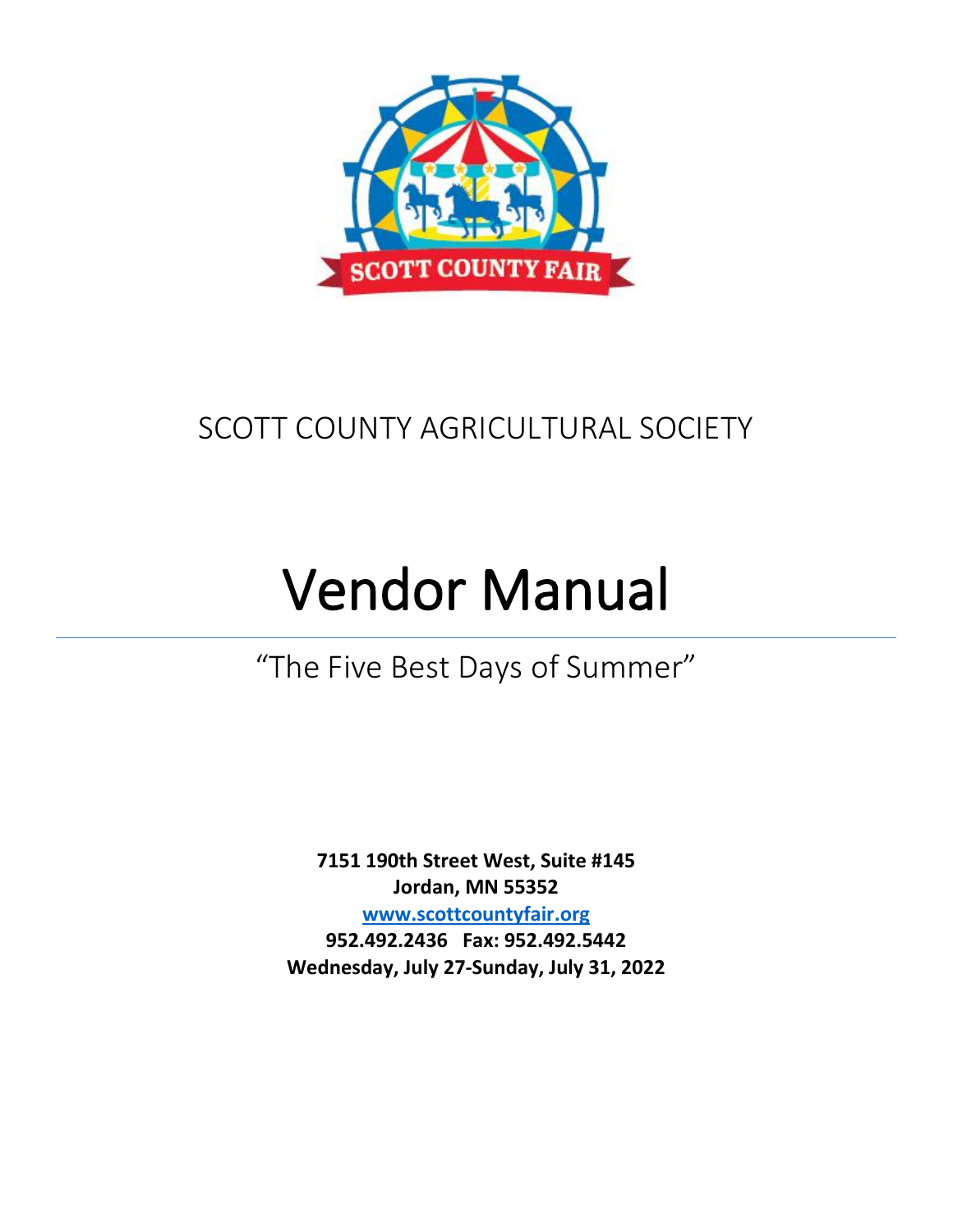SCOTT COUNTY AGRICULTURAL SOCIETY

# Vendor Manual

"The Five Best Days of Summer"

**7151 190th Street West, Suite #145**
**Jordan, MN 55352**
**[www.scottcountyfair.org](http://www.scottcountyfair.org)**
**952.492.2436 Fax: 952.492.5442**
**Wednesday, July 27-Sunday, July 31, 2022**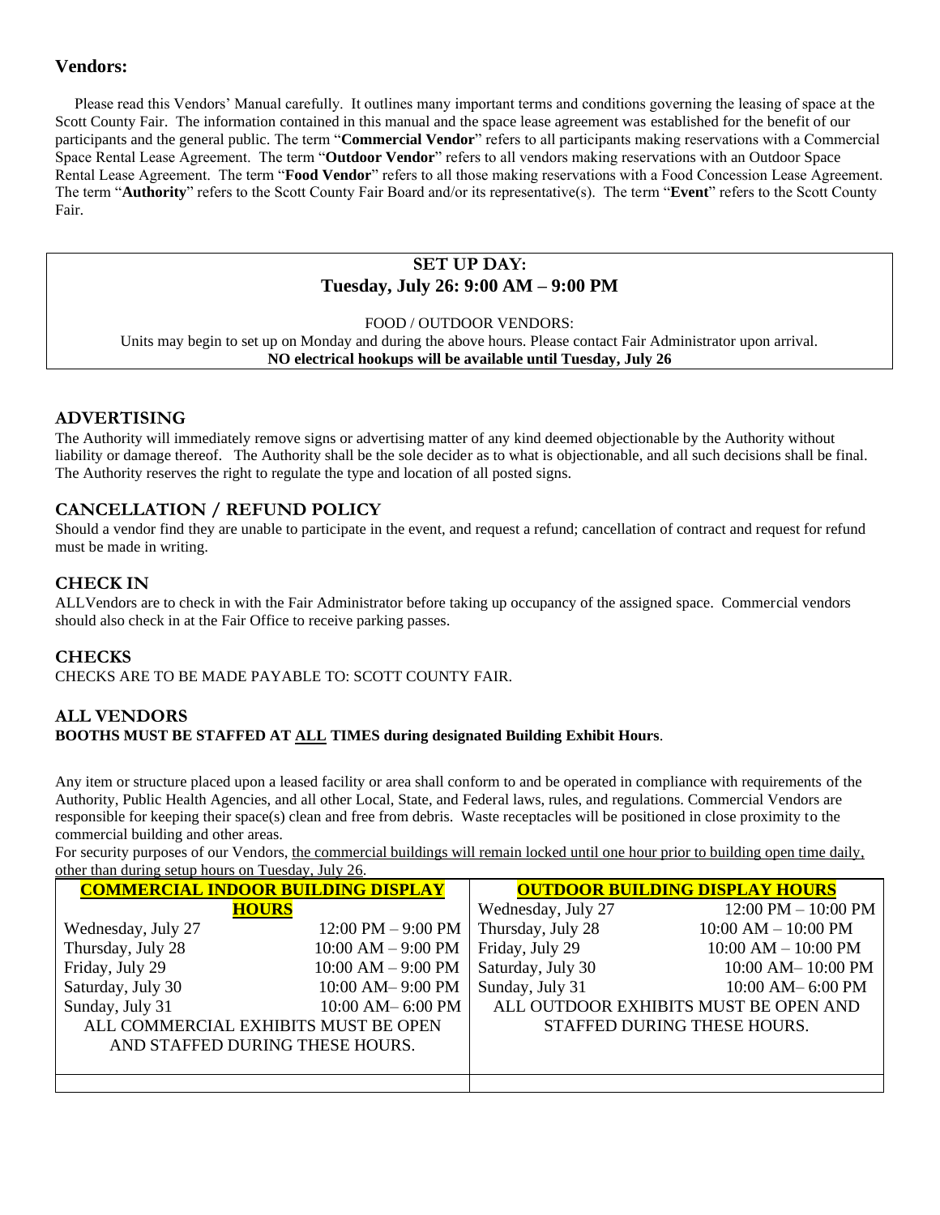## Vendors:

Please read this Vendors' Manual carefully. It outlines many important terms and conditions governing the leasing of space at the Scott County Fair. The information contained in this manual and the space lease agreement was established for the benefit of our participants and the general public. The term "**Commercial Vendor**" refers to all participants making reservations with a Commercial Space Rental Lease Agreement. The term "**Outdoor Vendor**" refers to all vendors making reservations with an Outdoor Space Rental Lease Agreement. The term "**Food Vendor**" refers to all those making reservations with a Food Concession Lease Agreement. The term "**Authority**" refers to the Scott County Fair Board and/or its representative(s). The term "**Event**" refers to the Scott County Fair.

**SET UP DAY:**
**Tuesday, July 26: 9:00 AM – 9:00 PM**

FOOD / OUTDOOR VENDORS:
Units may begin to set up on Monday and during the above hours. Please contact Fair Administrator upon arrival.
**NO electrical hookups will be available until Tuesday, July 26**

### ADVERTISING

The Authority will immediately remove signs or advertising matter of any kind deemed objectionable by the Authority without liability or damage thereof. The Authority shall be the sole decider as to what is objectionable, and all such decisions shall be final. The Authority reserves the right to regulate the type and location of all posted signs.

### CANCELLATION / REFUND POLICY

Should a vendor find they are unable to participate in the event, and request a refund; cancellation of contract and request for refund must be made in writing.

### CHECK IN

ALLVendors are to check in with the Fair Administrator before taking up occupancy of the assigned space. Commercial vendors should also check in at the Fair Office to receive parking passes.

### CHECKS

CHECKS ARE TO BE MADE PAYABLE TO: SCOTT COUNTY FAIR.

### ALL VENDORS

**BOOTHS MUST BE STAFFED AT ALL TIMES during designated Building Exhibit Hours**.

Any item or structure placed upon a leased facility or area shall conform to and be operated in compliance with requirements of the Authority, Public Health Agencies, and all other Local, State, and Federal laws, rules, and regulations. Commercial Vendors are responsible for keeping their space(s) clean and free from debris. Waste receptacles will be positioned in close proximity to the commercial building and other areas.

For security purposes of our Vendors, the commercial buildings will remain locked until one hour prior to building open time daily, other than during setup hours on Tuesday, July 26.

| **COMMERCIAL INDOOR BUILDING DISPLAY HOURS** | |
|---|---|
| Wednesday, July 27 | 12:00 PM – 9:00 PM |
| Thursday, July 28 | 10:00 AM – 9:00 PM |
| Friday, July 29 | 10:00 AM – 9:00 PM |
| Saturday, July 30 | 10:00 AM– 9:00 PM |
| Sunday, July 31 | 10:00 AM– 6:00 PM |
| ALL COMMERCIAL EXHIBITS MUST BE OPEN AND STAFFED DURING THESE HOURS. | |

| **OUTDOOR BUILDING DISPLAY HOURS** | |
|---|---|
| Wednesday, July 27 | 12:00 PM – 10:00 PM |
| Thursday, July 28 | 10:00 AM – 10:00 PM |
| Friday, July 29 | 10:00 AM – 10:00 PM |
| Saturday, July 30 | 10:00 AM– 10:00 PM |
| Sunday, July 31 | 10:00 AM– 6:00 PM |
| ALL OUTDOOR EXHIBITS MUST BE OPEN AND STAFFED DURING THESE HOURS. | |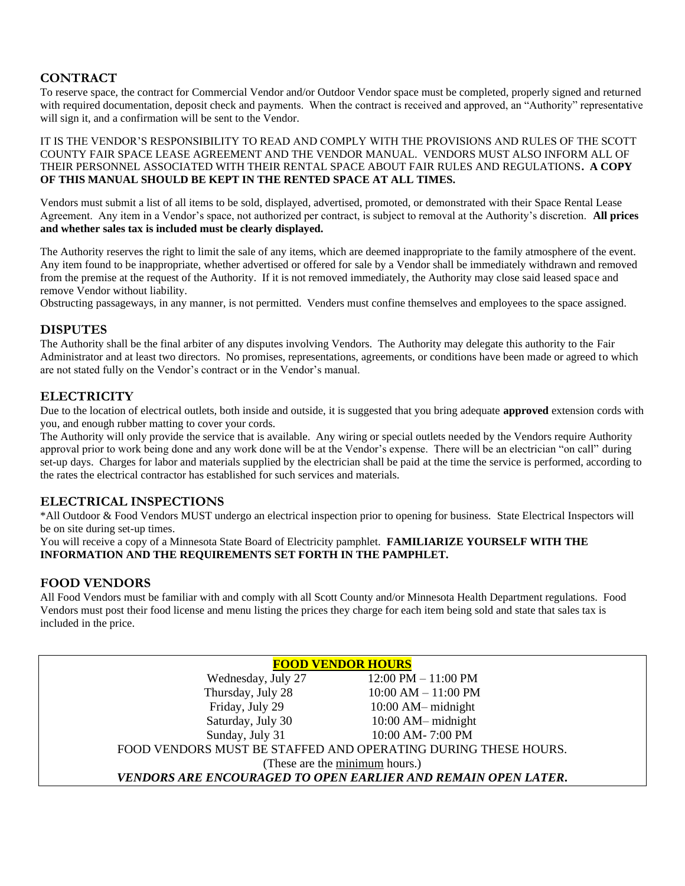## CONTRACT

To reserve space, the contract for Commercial Vendor and/or Outdoor Vendor space must be completed, properly signed and returned with required documentation, deposit check and payments. When the contract is received and approved, an "Authority" representative will sign it, and a confirmation will be sent to the Vendor.

IT IS THE VENDOR'S RESPONSIBILITY TO READ AND COMPLY WITH THE PROVISIONS AND RULES OF THE SCOTT COUNTY FAIR SPACE LEASE AGREEMENT AND THE VENDOR MANUAL. VENDORS MUST ALSO INFORM ALL OF THEIR PERSONNEL ASSOCIATED WITH THEIR RENTAL SPACE ABOUT FAIR RULES AND REGULATIONS. **A COPY OF THIS MANUAL SHOULD BE KEPT IN THE RENTED SPACE AT ALL TIMES.**

Vendors must submit a list of all items to be sold, displayed, advertised, promoted, or demonstrated with their Space Rental Lease Agreement. Any item in a Vendor's space, not authorized per contract, is subject to removal at the Authority's discretion. **All prices and whether sales tax is included must be clearly displayed.**

The Authority reserves the right to limit the sale of any items, which are deemed inappropriate to the family atmosphere of the event. Any item found to be inappropriate, whether advertised or offered for sale by a Vendor shall be immediately withdrawn and removed from the premise at the request of the Authority. If it is not removed immediately, the Authority may close said leased space and remove Vendor without liability.

Obstructing passageways, in any manner, is not permitted. Venders must confine themselves and employees to the space assigned.

## DISPUTES

The Authority shall be the final arbiter of any disputes involving Vendors. The Authority may delegate this authority to the Fair Administrator and at least two directors. No promises, representations, agreements, or conditions have been made or agreed to which are not stated fully on the Vendor's contract or in the Vendor's manual.

## ELECTRICITY

Due to the location of electrical outlets, both inside and outside, it is suggested that you bring adequate **approved** extension cords with you, and enough rubber matting to cover your cords.

The Authority will only provide the service that is available. Any wiring or special outlets needed by the Vendors require Authority approval prior to work being done and any work done will be at the Vendor's expense. There will be an electrician "on call" during set-up days. Charges for labor and materials supplied by the electrician shall be paid at the time the service is performed, according to the rates the electrical contractor has established for such services and materials.

## ELECTRICAL INSPECTIONS

*All Outdoor & Food Vendors MUST undergo an electrical inspection prior to opening for business. State Electrical Inspectors will be on site during set-up times.

You will receive a copy of a Minnesota State Board of Electricity pamphlet. **FAMILIARIZE YOURSELF WITH THE INFORMATION AND THE REQUIREMENTS SET FORTH IN THE PAMPHLET.**

## FOOD VENDORS

All Food Vendors must be familiar with and comply with all Scott County and/or Minnesota Health Department regulations. Food Vendors must post their food license and menu listing the prices they charge for each item being sold and state that sales tax is included in the price.

**FOOD VENDOR HOURS**

| Day | Hours |
|---|---|
| Wednesday, July 27 | 12:00 PM – 11:00 PM |
| Thursday, July 28 | 10:00 AM – 11:00 PM |
| Friday, July 29 | 10:00 AM– midnight |
| Saturday, July 30 | 10:00 AM– midnight |
| Sunday, July 31 | 10:00 AM- 7:00 PM |

FOOD VENDORS MUST BE STAFFED AND OPERATING DURING THESE HOURS.

(These are the minimum hours.)

***VENDORS ARE ENCOURAGED TO OPEN EARLIER AND REMAIN OPEN LATER.***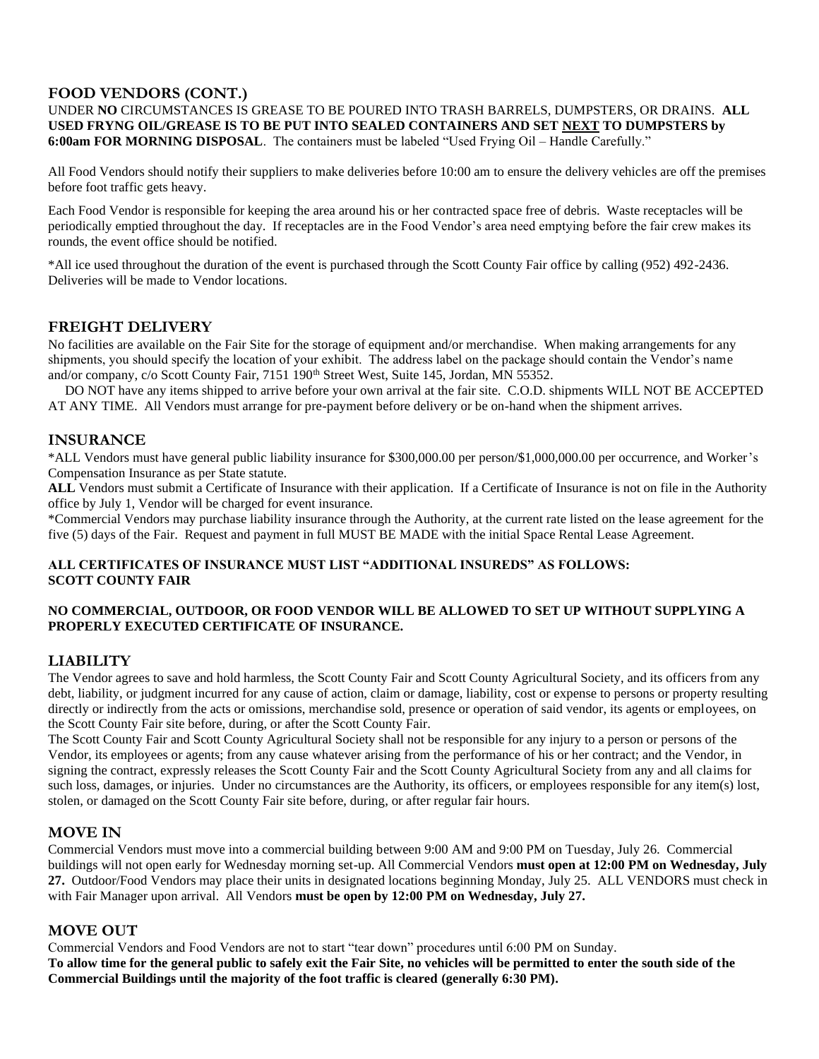## FOOD VENDORS (CONT.)

UNDER **NO** CIRCUMSTANCES IS GREASE TO BE POURED INTO TRASH BARRELS, DUMPSTERS, OR DRAINS. **ALL USED FRYNG OIL/GREASE IS TO BE PUT INTO SEALED CONTAINERS AND SET <u>NEXT</u> TO DUMPSTERS by 6:00am FOR MORNING DISPOSAL**. The containers must be labeled "Used Frying Oil – Handle Carefully."

All Food Vendors should notify their suppliers to make deliveries before 10:00 am to ensure the delivery vehicles are off the premises before foot traffic gets heavy.

Each Food Vendor is responsible for keeping the area around his or her contracted space free of debris. Waste receptacles will be periodically emptied throughout the day. If receptacles are in the Food Vendor's area need emptying before the fair crew makes its rounds, the event office should be notified.

*All ice used throughout the duration of the event is purchased through the Scott County Fair office by calling (952) 492-2436. Deliveries will be made to Vendor locations.

## FREIGHT DELIVERY

No facilities are available on the Fair Site for the storage of equipment and/or merchandise. When making arrangements for any shipments, you should specify the location of your exhibit. The address label on the package should contain the Vendor's name and/or company, c/o Scott County Fair, 7151 190th Street West, Suite 145, Jordan, MN 55352.

DO NOT have any items shipped to arrive before your own arrival at the fair site. C.O.D. shipments WILL NOT BE ACCEPTED AT ANY TIME. All Vendors must arrange for pre-payment before delivery or be on-hand when the shipment arrives.

## INSURANCE

*ALL Vendors must have general public liability insurance for $300,000.00 per person/$1,000,000.00 per occurrence, and Worker's Compensation Insurance as per State statute.

**ALL** Vendors must submit a Certificate of Insurance with their application. If a Certificate of Insurance is not on file in the Authority office by July 1, Vendor will be charged for event insurance.

*Commercial Vendors may purchase liability insurance through the Authority, at the current rate listed on the lease agreement for the five (5) days of the Fair. Request and payment in full MUST BE MADE with the initial Space Rental Lease Agreement.

**ALL CERTIFICATES OF INSURANCE MUST LIST "ADDITIONAL INSUREDS" AS FOLLOWS:**
**SCOTT COUNTY FAIR**

**NO COMMERCIAL, OUTDOOR, OR FOOD VENDOR WILL BE ALLOWED TO SET UP WITHOUT SUPPLYING A PROPERLY EXECUTED CERTIFICATE OF INSURANCE.**

## LIABILITY

The Vendor agrees to save and hold harmless, the Scott County Fair and Scott County Agricultural Society, and its officers from any debt, liability, or judgment incurred for any cause of action, claim or damage, liability, cost or expense to persons or property resulting directly or indirectly from the acts or omissions, merchandise sold, presence or operation of said vendor, its agents or employees, on the Scott County Fair site before, during, or after the Scott County Fair.

The Scott County Fair and Scott County Agricultural Society shall not be responsible for any injury to a person or persons of the Vendor, its employees or agents; from any cause whatever arising from the performance of his or her contract; and the Vendor, in signing the contract, expressly releases the Scott County Fair and the Scott County Agricultural Society from any and all claims for such loss, damages, or injuries. Under no circumstances are the Authority, its officers, or employees responsible for any item(s) lost, stolen, or damaged on the Scott County Fair site before, during, or after regular fair hours.

## MOVE IN

Commercial Vendors must move into a commercial building between 9:00 AM and 9:00 PM on Tuesday, July 26. Commercial buildings will not open early for Wednesday morning set-up. All Commercial Vendors **must open at 12:00 PM on Wednesday, July 27.** Outdoor/Food Vendors may place their units in designated locations beginning Monday, July 25. ALL VENDORS must check in with Fair Manager upon arrival. All Vendors **must be open by 12:00 PM on Wednesday, July 27.**

## MOVE OUT

Commercial Vendors and Food Vendors are not to start "tear down" procedures until 6:00 PM on Sunday.

**To allow time for the general public to safely exit the Fair Site, no vehicles will be permitted to enter the south side of the Commercial Buildings until the majority of the foot traffic is cleared (generally 6:30 PM).**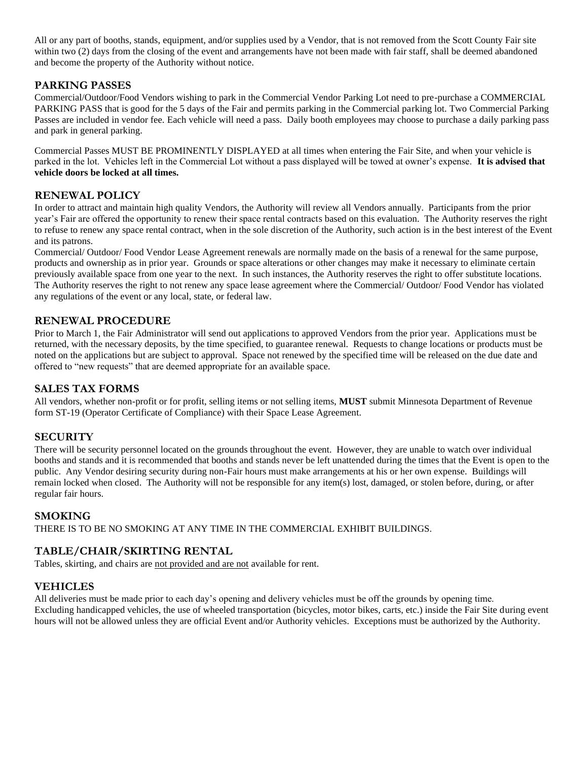All or any part of booths, stands, equipment, and/or supplies used by a Vendor, that is not removed from the Scott County Fair site within two (2) days from the closing of the event and arrangements have not been made with fair staff, shall be deemed abandoned and become the property of the Authority without notice.

## PARKING PASSES

Commercial/Outdoor/Food Vendors wishing to park in the Commercial Vendor Parking Lot need to pre-purchase a COMMERCIAL PARKING PASS that is good for the 5 days of the Fair and permits parking in the Commercial parking lot. Two Commercial Parking Passes are included in vendor fee. Each vehicle will need a pass. Daily booth employees may choose to purchase a daily parking pass and park in general parking.

Commercial Passes MUST BE PROMINENTLY DISPLAYED at all times when entering the Fair Site, and when your vehicle is parked in the lot. Vehicles left in the Commercial Lot without a pass displayed will be towed at owner's expense. **It is advised that vehicle doors be locked at all times.**

## RENEWAL POLICY

In order to attract and maintain high quality Vendors, the Authority will review all Vendors annually. Participants from the prior year's Fair are offered the opportunity to renew their space rental contracts based on this evaluation. The Authority reserves the right to refuse to renew any space rental contract, when in the sole discretion of the Authority, such action is in the best interest of the Event and its patrons.

Commercial/ Outdoor/ Food Vendor Lease Agreement renewals are normally made on the basis of a renewal for the same purpose, products and ownership as in prior year. Grounds or space alterations or other changes may make it necessary to eliminate certain previously available space from one year to the next. In such instances, the Authority reserves the right to offer substitute locations. The Authority reserves the right to not renew any space lease agreement where the Commercial/ Outdoor/ Food Vendor has violated any regulations of the event or any local, state, or federal law.

## RENEWAL PROCEDURE

Prior to March 1, the Fair Administrator will send out applications to approved Vendors from the prior year. Applications must be returned, with the necessary deposits, by the time specified, to guarantee renewal. Requests to change locations or products must be noted on the applications but are subject to approval. Space not renewed by the specified time will be released on the due date and offered to "new requests" that are deemed appropriate for an available space.

## SALES TAX FORMS

All vendors, whether non-profit or for profit, selling items or not selling items, **MUST** submit Minnesota Department of Revenue form ST-19 (Operator Certificate of Compliance) with their Space Lease Agreement.

## SECURITY

There will be security personnel located on the grounds throughout the event. However, they are unable to watch over individual booths and stands and it is recommended that booths and stands never be left unattended during the times that the Event is open to the public. Any Vendor desiring security during non-Fair hours must make arrangements at his or her own expense. Buildings will remain locked when closed. The Authority will not be responsible for any item(s) lost, damaged, or stolen before, during, or after regular fair hours.

## SMOKING

THERE IS TO BE NO SMOKING AT ANY TIME IN THE COMMERCIAL EXHIBIT BUILDINGS.

## TABLE/CHAIR/SKIRTING RENTAL

Tables, skirting, and chairs are <u>not provided and are not</u> available for rent.

## VEHICLES

All deliveries must be made prior to each day's opening and delivery vehicles must be off the grounds by opening time.
Excluding handicapped vehicles, the use of wheeled transportation (bicycles, motor bikes, carts, etc.) inside the Fair Site during event hours will not be allowed unless they are official Event and/or Authority vehicles. Exceptions must be authorized by the Authority.